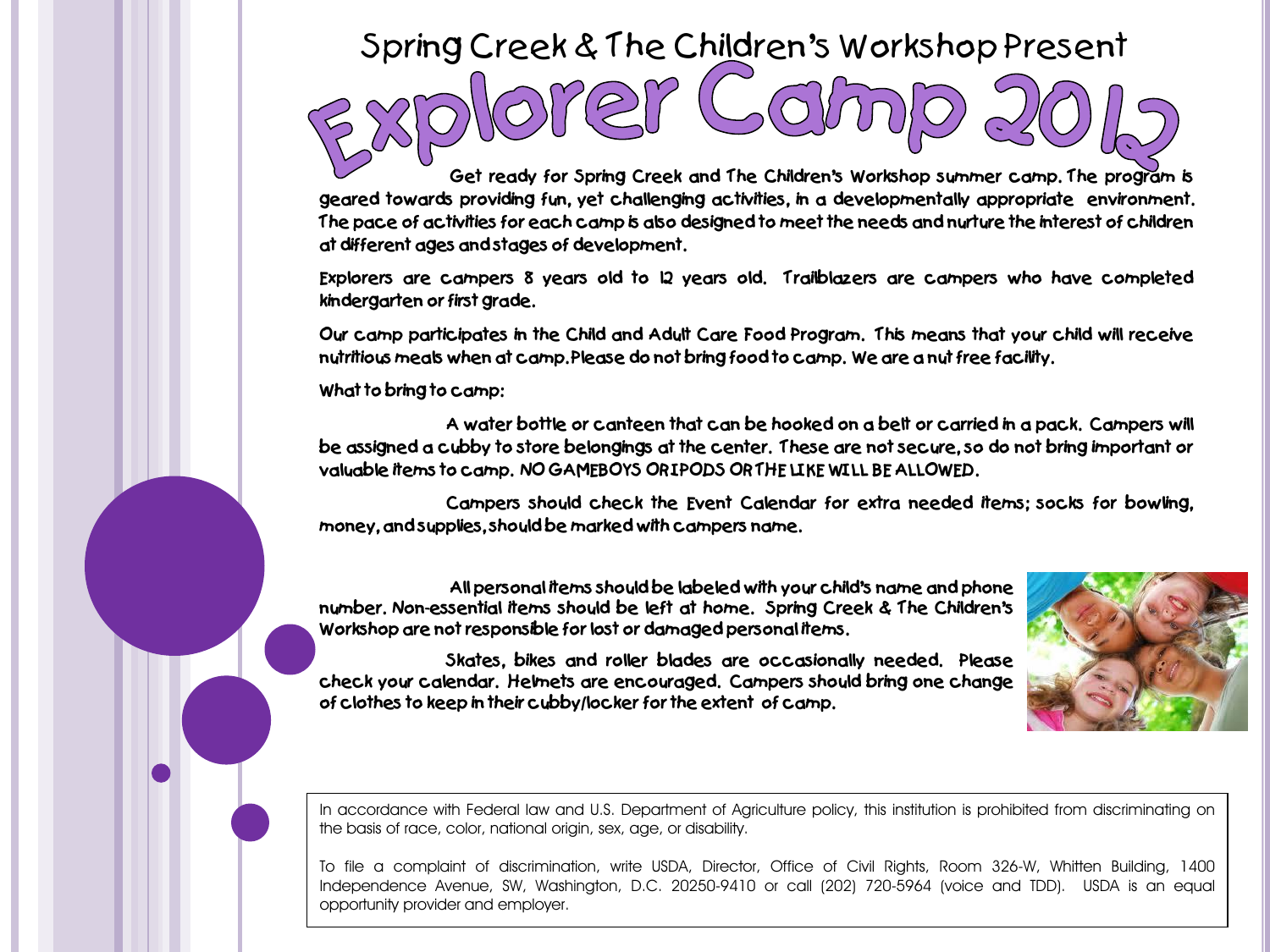Spring Creek & The Children's Workshop Present

# Explorer Camp 2012

Get ready for Spring Creek and The Children's Workshop summer camp. The program is geared towards providing fun, yet challenging activities, in a developmentally appropriate environment. The pace of activities for each camp is also designed to meet the needs and nurture the interest of children at different ages and stages of development.

Explorers are campers 8 years old to 12 years old. Trailblazers are campers who have completed kindergarten or first grade.

Our camp participates in the Child and Adult Care Food Program. This means that your child will receive nutritious meals when at camp. Please do not bring food to camp. We are a nut free facility.

What to bring to camp:

A water bottle or canteen that can be hooked on a belt or carried in a pack. Campers will be assigned a cubby to store belongings at the center. These are not secure, so do not bring important or valuable items to camp. NO GAMEBOYS OR IPODS OR THE LIKE WILL BE ALLOWED.

Campers should check the Event Calendar for extra needed items; socks for bowling, money, and supplies, should be marked with campers name.

All personal items should be labeled with your child's name and phone number. Non-essential items should be left at home. Spring Creek & The Children's Workshop are not responsible for lost or damaged personal items.

Skates, bikes and roller blades are occasionally needed. Please check your calendar. Helmets are encouraged. Campers should bring one change of clothes to keep in their cubby/locker for the extent of camp.

In accordance with Federal law and U.S. Department of Agriculture policy, this institution is prohibited from discriminating on the basis of race, color, national origin, sex, age, or disability.

To file a complaint of discrimination, write USDA, Director, Office of Civil Rights, Room 326-W, Whitten Building, 1400 Independence Avenue, SW, Washington, D.C. 20250-9410 or call (202) 720-5964 (voice and TDD). USDA is an equal opportunity provider and employer.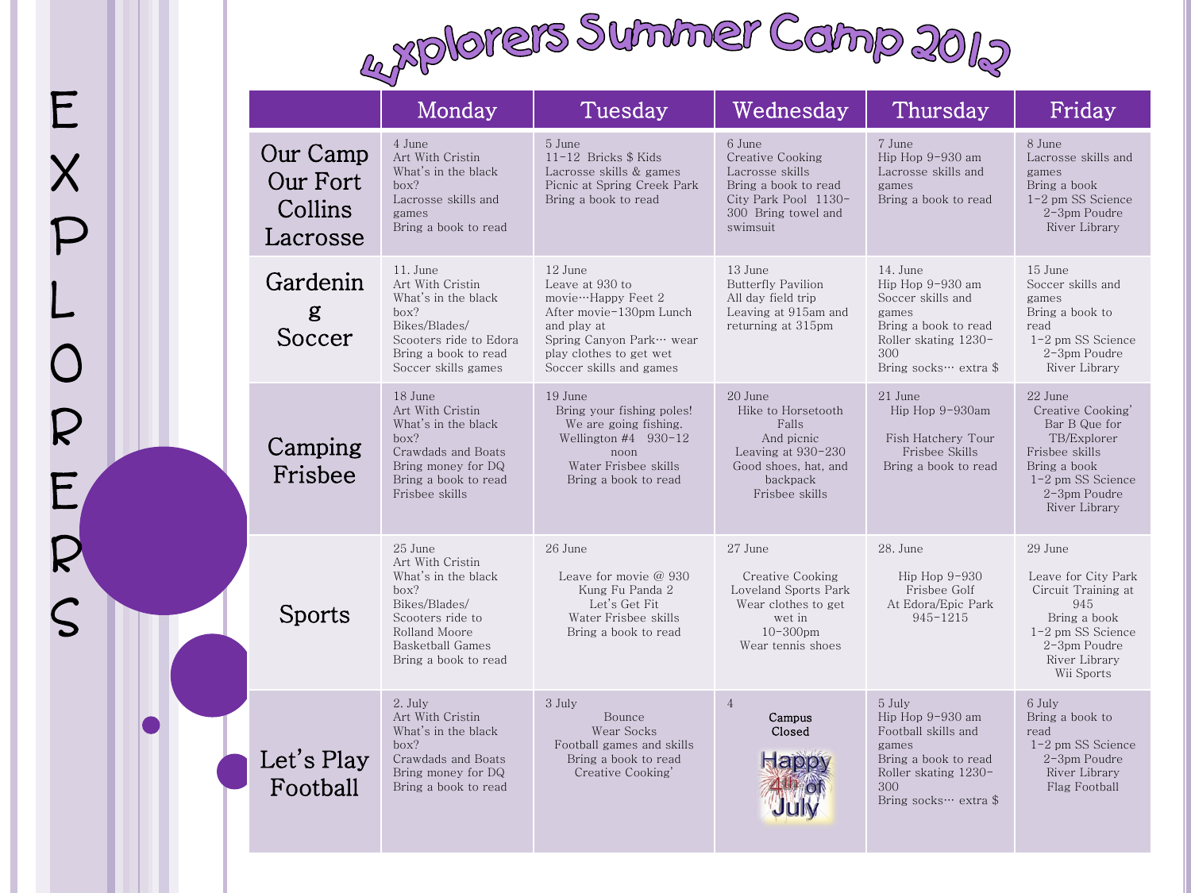# Explorers Summer Camp 2012

| | Monday | Tuesday | Wednesday | Thursday | Friday |
|---|---|---|---|---|---|
| Our Camp Our Fort Collins Lacrosse | 4 June<br>Art With Cristin<br>What's in the black box?<br>Lacrosse skills and games<br>Bring a book to read | 5 June<br>11-12 Bricks $ Kids<br>Lacrosse skills & games<br>Picnic at Spring Creek Park<br>Bring a book to read | 6 June<br>Creative Cooking<br>Lacrosse skills<br>Bring a book to read<br>City Park Pool 1130-300 Bring towel and swimsuit | 7 June<br>Hip Hop 9-930 am<br>Lacrosse skills and games<br>Bring a book to read | 8 June<br>Lacrosse skills and games<br>Bring a book<br>1-2 pm SS Science<br>2-3pm Poudre River Library |
| Gardening Soccer | 11. June<br>Art With Cristin<br>What's in the black box?<br>Bikes/Blades/ Scooters ride to Edora<br>Bring a book to read<br>Soccer skills games | 12 June<br>Leave at 930 to movie…Happy Feet 2<br>After movie-130pm Lunch and play at Spring Canyon Park… wear play clothes to get wet<br>Soccer skills and games | 13 June<br>Butterfly Pavilion<br>All day field trip<br>Leaving at 915am and returning at 315pm | 14. June<br>Hip Hop 9-930 am<br>Soccer skills and games<br>Bring a book to read<br>Roller skating 1230-300<br>Bring socks… extra $ | 15 June<br>Soccer skills and games<br>Bring a book to read<br>1-2 pm SS Science<br>2-3pm Poudre River Library |
| Camping Frisbee | 18 June<br>Art With Cristin<br>What's in the black box?<br>Crawdads and Boats<br>Bring money for DQ<br>Bring a book to read<br>Frisbee skills | 19 June<br>Bring your fishing poles!<br>We are going fishing.<br>Wellington #4 930-12 noon<br>Water Frisbee skills<br>Bring a book to read | 20 June<br>Hike to Horsetooth Falls<br>And picnic<br>Leaving at 930-230<br>Good shoes, hat, and backpack<br>Frisbee skills | 21 June<br>Hip Hop 9-930am<br><br>Fish Hatchery Tour<br>Frisbee Skills<br>Bring a book to read | 22 June<br>Creative Cooking'<br>Bar B Que for TB/Explorer<br>Frisbee skills<br>Bring a book<br>1-2 pm SS Science<br>2-3pm Poudre River Library |
| Sports | 25 June<br>Art With Cristin<br>What's in the black box?<br>Bikes/Blades/ Scooters ride to Rolland Moore<br>Basketball Games<br>Bring a book to read | 26 June<br><br>Leave for movie @ 930<br>Kung Fu Panda 2<br>Let's Get Fit<br>Water Frisbee skills<br>Bring a book to read | 27 June<br><br>Creative Cooking<br>Loveland Sports Park<br>Wear clothes to get wet in<br>10-300pm<br>Wear tennis shoes | 28. June<br><br>Hip Hop 9-930<br>Frisbee Golf<br>At Edora/Epic Park<br>945-1215 | 29 June<br><br>Leave for City Park<br>Circuit Training at 945<br>Bring a book<br>1-2 pm SS Science<br>2-3pm Poudre River Library<br>Wii Sports |
| Let's Play Football | 2. July<br>Art With Cristin<br>What's in the black box?<br>Crawdads and Boats<br>Bring money for DQ<br>Bring a book to read | 3 July<br>Bounce<br>Wear Socks<br>Football games and skills<br>Bring a book to read<br>Creative Cooking' | 4<br>Campus Closed<br>Happy 4th of July | 5 July<br>Hip Hop 9-930 am<br>Football skills and games<br>Bring a book to read<br>Roller skating 1230-300<br>Bring socks… extra $ | 6 July<br>Bring a book to read<br>1-2 pm SS Science<br>2-3pm Poudre River Library<br>Flag Football |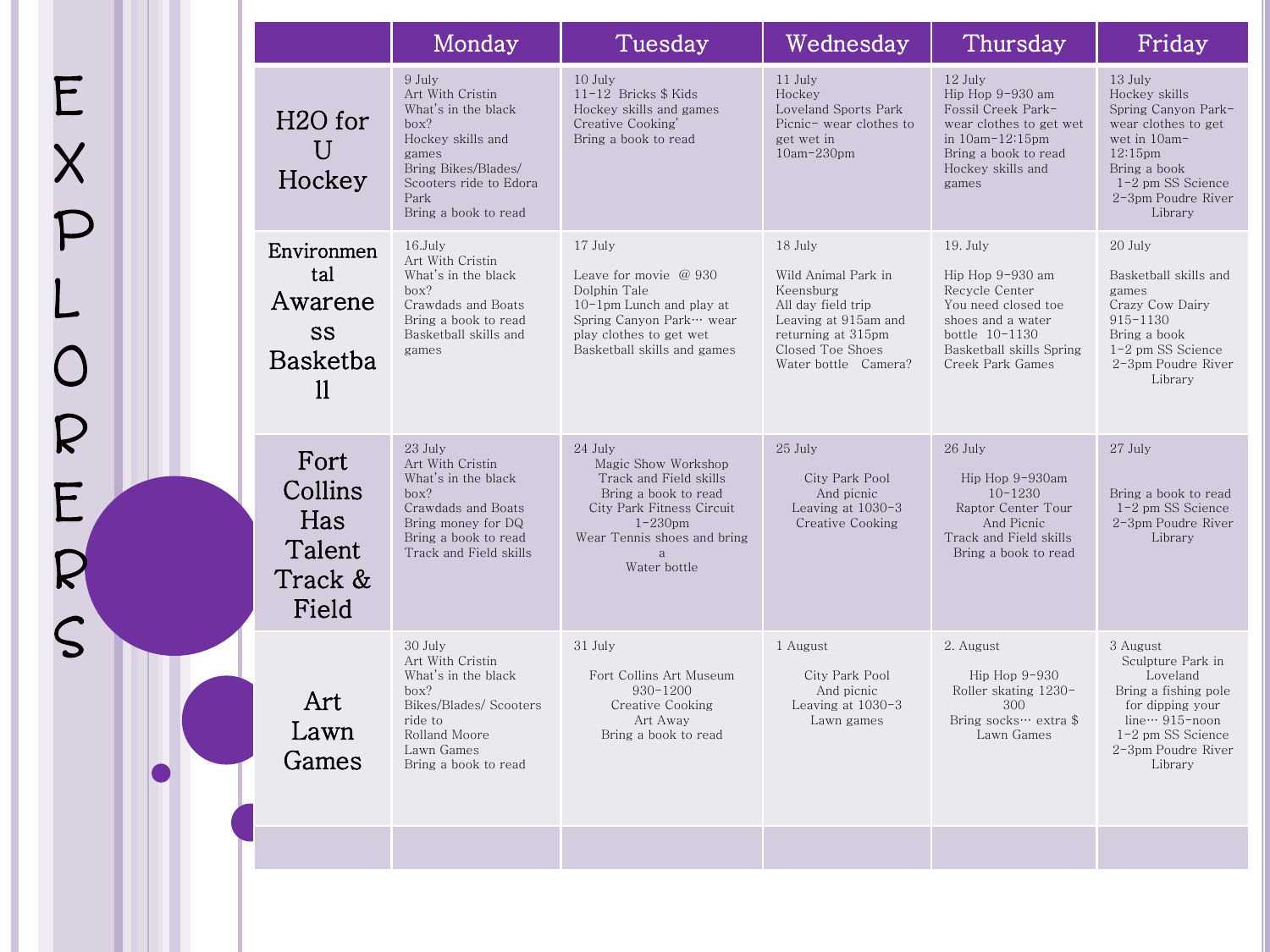# EXPLORERS

| | Monday | Tuesday | Wednesday | Thursday | Friday |
|---|---|---|---|---|---|
| H2O for U Hockey | 9 July<br>Art With Cristin<br>What's in the black box?<br>Hockey skills and games<br>Bring Bikes/Blades/ Scooters ride to Edora Park<br>Bring a book to read | 10 July<br>11-12 Bricks $ Kids<br>Hockey skills and games<br>Creative Cooking'<br>Bring a book to read | 11 July<br>Hockey<br>Loveland Sports Park<br>Picnic- wear clothes to get wet in<br>10am-230pm | 12 July<br>Hip Hop 9-930 am<br>Fossil Creek Park- wear clothes to get wet in 10am-12:15pm<br>Bring a book to read<br>Hockey skills and games | 13 July<br>Hockey skills<br>Spring Canyon Park- wear clothes to get wet in 10am-12:15pm<br>Bring a book<br>1-2 pm SS Science<br>2-3pm Poudre River Library |
| Environmental Awareness Basketball | 16.July<br>Art With Cristin<br>What's in the black box?<br>Crawdads and Boats<br>Bring a book to read<br>Basketball skills and games | 17 July<br><br>Leave for movie @ 930<br>Dolphin Tale<br>10-1pm Lunch and play at Spring Canyon Park… wear play clothes to get wet<br>Basketball skills and games | 18 July<br><br>Wild Animal Park in Keensburg<br>All day field trip<br>Leaving at 915am and returning at 315pm<br>Closed Toe Shoes<br>Water bottle Camera? | 19. July<br><br>Hip Hop 9-930 am<br>Recycle Center<br>You need closed toe shoes and a water bottle 10-1130<br>Basketball skills Spring Creek Park Games | 20 July<br><br>Basketball skills and games<br>Crazy Cow Dairy<br>915-1130<br>Bring a book<br>1-2 pm SS Science<br>2-3pm Poudre River Library |
| Fort Collins Has Talent Track & Field | 23 July<br>Art With Cristin<br>What's in the black box?<br>Crawdads and Boats<br>Bring money for DQ<br>Bring a book to read<br>Track and Field skills | 24 July<br>Magic Show Workshop<br>Track and Field skills<br>Bring a book to read<br>City Park Fitness Circuit<br>1-230pm<br>Wear Tennis shoes and bring a<br>Water bottle | 25 July<br><br>City Park Pool<br>And picnic<br>Leaving at 1030-3<br>Creative Cooking | 26 July<br><br>Hip Hop 9-930am<br>10-1230<br>Raptor Center Tour<br>And Picnic<br>Track and Field skills<br>Bring a book to read | 27 July<br><br><br>Bring a book to read<br>1-2 pm SS Science<br>2-3pm Poudre River Library |
| Art Lawn Games | 30 July<br>Art With Cristin<br>What's in the black box?<br>Bikes/Blades/ Scooters ride to<br>Rolland Moore<br>Lawn Games<br>Bring a book to read | 31 July<br><br>Fort Collins Art Museum<br>930-1200<br>Creative Cooking<br>Art Away<br>Bring a book to read | 1 August<br><br>City Park Pool<br>And picnic<br>Leaving at 1030-3<br>Lawn games | 2. August<br><br>Hip Hop 9-930<br>Roller skating 1230-300<br>Bring socks… extra $<br>Lawn Games | 3 August<br>Sculpture Park in Loveland<br>Bring a fishing pole for dipping your line… 915-noon<br>1-2 pm SS Science<br>2-3pm Poudre River Library |
| | | | | | |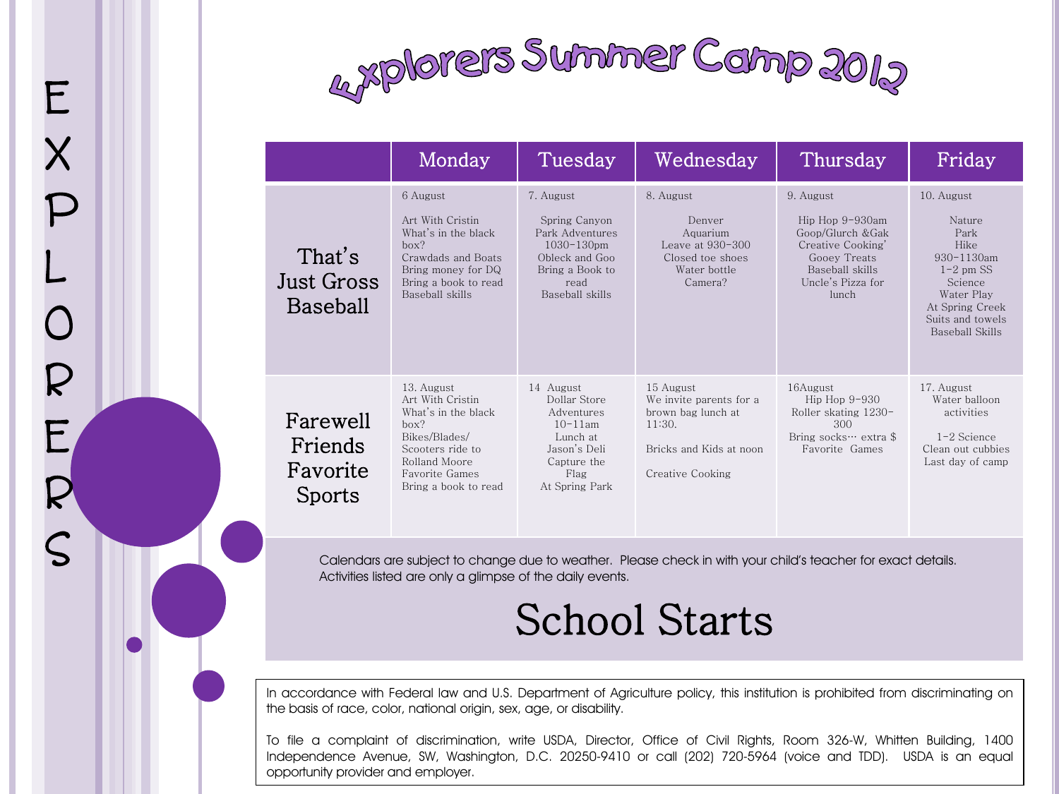# Explorers Summer Camp 2012

EXPLORERS

| | Monday | Tuesday | Wednesday | Thursday | Friday |
|---|---|---|---|---|---|
| That's Just Gross Baseball | 6 August<br><br>Art With Cristin<br>What's in the black box?<br>Crawdads and Boats<br>Bring money for DQ<br>Bring a book to read<br>Baseball skills | 7. August<br><br>Spring Canyon Park Adventures<br>1030-130pm<br>Obleck and Goo<br>Bring a Book to read<br>Baseball skills | 8. August<br><br>Denver Aquarium<br>Leave at 930-300<br>Closed toe shoes<br>Water bottle<br>Camera? | 9. August<br><br>Hip Hop 9-930am<br>Goop/Glurch &Gak<br>Creative Cooking'<br>Gooey Treats<br>Baseball skills<br>Uncle's Pizza for lunch | 10. August<br><br>Nature Park Hike<br>930-1130am<br>1-2 pm SS Science<br>Water Play<br>At Spring Creek<br>Suits and towels<br>Baseball Skills |
| Farewell Friends Favorite Sports | 13. August<br>Art With Cristin<br>What's in the black box?<br>Bikes/Blades/ Scooters ride to Rolland Moore<br>Favorite Games<br>Bring a book to read | 14 August<br>Dollar Store Adventures<br>10-11am<br>Lunch at Jason's Deli<br>Capture the Flag<br>At Spring Park | 15 August<br>We invite parents for a brown bag lunch at 11:30.<br><br>Bricks and Kids at noon<br><br>Creative Cooking | 16August<br>Hip Hop 9-930<br>Roller skating 1230-300<br>Bring socks… extra $<br>Favorite Games | 17. August<br>Water balloon activities<br><br>1-2 Science<br>Clean out cubbies<br>Last day of camp |

Calendars are subject to change due to weather. Please check in with your child's teacher for exact details. Activities listed are only a glimpse of the daily events.

## School Starts

In accordance with Federal law and U.S. Department of Agriculture policy, this institution is prohibited from discriminating on the basis of race, color, national origin, sex, age, or disability.

To file a complaint of discrimination, write USDA, Director, Office of Civil Rights, Room 326-W, Whitten Building, 1400 Independence Avenue, SW, Washington, D.C. 20250-9410 or call (202) 720-5964 (voice and TDD). USDA is an equal opportunity provider and employer.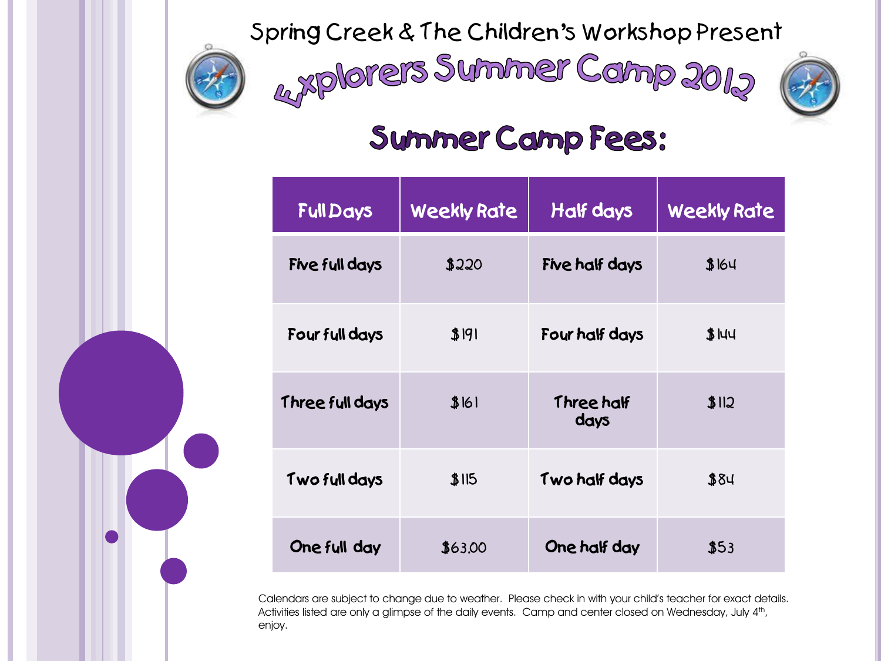Spring Creek & The Children's Workshop Present

# Explorers Summer Camp 2012

## Summer Camp Fees:

| Full Days | Weekly Rate | Half days | Weekly Rate |
|---|---|---|---|
| Five full days | $220 | Five half days | $164 |
| Four full days | $191 | Four half days | $144 |
| Three full days | $161 | Three half days | $112 |
| Two full days | $115 | Two half days | $84 |
| One full day | $63.00 | One half day | $53 |

Calendars are subject to change due to weather. Please check in with your child's teacher for exact details. Activities listed are only a glimpse of the daily events. Camp and center closed on Wednesday, July 4th, enjoy.